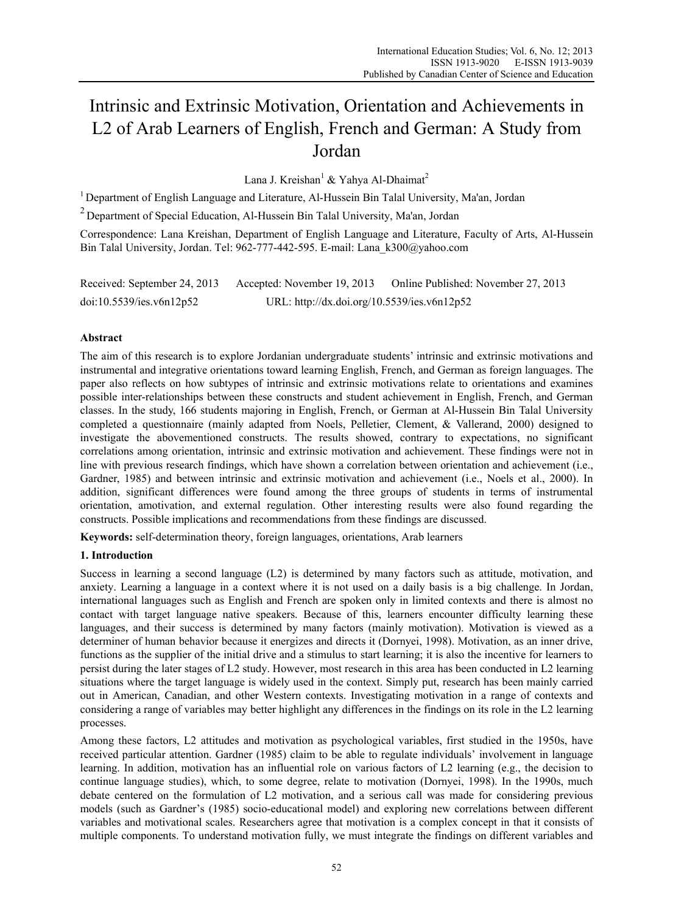# Intrinsic and Extrinsic Motivation, Orientation and Achievements in L2 of Arab Learners of English, French and German: A Study from Jordan

Lana J. Kreishan[1] & Yahya Al-Dhaimat[2]

[1] Department of English Language and Literature, Al-Hussein Bin Talal University, Ma'an, Jordan

[2] Department of Special Education, Al-Hussein Bin Talal University, Ma'an, Jordan

Correspondence: Lana Kreishan, Department of English Language and Literature, Faculty of Arts, Al-Hussein Bin Talal University, Jordan. Tel: 962-777-442-595. E-mail: Lana_k300@yahoo.com

Received: September 24, 2013 Accepted: November 19, 2013 Online Published: November 27, 2013

doi:10.5539/ies.v6n12p52 URL: http://dx.doi.org/10.5539/ies.v6n12p52

## Abstract

The aim of this research is to explore Jordanian undergraduate students' intrinsic and extrinsic motivations and instrumental and integrative orientations toward learning English, French, and German as foreign languages. The paper also reflects on how subtypes of intrinsic and extrinsic motivations relate to orientations and examines possible inter-relationships between these constructs and student achievement in English, French, and German classes. In the study, 166 students majoring in English, French, or German at Al-Hussein Bin Talal University completed a questionnaire (mainly adapted from Noels, Pelletier, Clement, & Vallerand, 2000) designed to investigate the abovementioned constructs. The results showed, contrary to expectations, no significant correlations among orientation, intrinsic and extrinsic motivation and achievement. These findings were not in line with previous research findings, which have shown a correlation between orientation and achievement (i.e., Gardner, 1985) and between intrinsic and extrinsic motivation and achievement (i.e., Noels et al., 2000). In addition, significant differences were found among the three groups of students in terms of instrumental orientation, amotivation, and external regulation. Other interesting results were also found regarding the constructs. Possible implications and recommendations from these findings are discussed.

**Keywords:** self-determination theory, foreign languages, orientations, Arab learners

## 1. Introduction

Success in learning a second language (L2) is determined by many factors such as attitude, motivation, and anxiety. Learning a language in a context where it is not used on a daily basis is a big challenge. In Jordan, international languages such as English and French are spoken only in limited contexts and there is almost no contact with target language native speakers. Because of this, learners encounter difficulty learning these languages, and their success is determined by many factors (mainly motivation). Motivation is viewed as a determiner of human behavior because it energizes and directs it (Dornyei, 1998). Motivation, as an inner drive, functions as the supplier of the initial drive and a stimulus to start learning; it is also the incentive for learners to persist during the later stages of L2 study. However, most research in this area has been conducted in L2 learning situations where the target language is widely used in the context. Simply put, research has been mainly carried out in American, Canadian, and other Western contexts. Investigating motivation in a range of contexts and considering a range of variables may better highlight any differences in the findings on its role in the L2 learning processes.

Among these factors, L2 attitudes and motivation as psychological variables, first studied in the 1950s, have received particular attention. Gardner (1985) claim to be able to regulate individuals' involvement in language learning. In addition, motivation has an influential role on various factors of L2 learning (e.g., the decision to continue language studies), which, to some degree, relate to motivation (Dornyei, 1998). In the 1990s, much debate centered on the formulation of L2 motivation, and a serious call was made for considering previous models (such as Gardner's (1985) socio-educational model) and exploring new correlations between different variables and motivational scales. Researchers agree that motivation is a complex concept in that it consists of multiple components. To understand motivation fully, we must integrate the findings on different variables and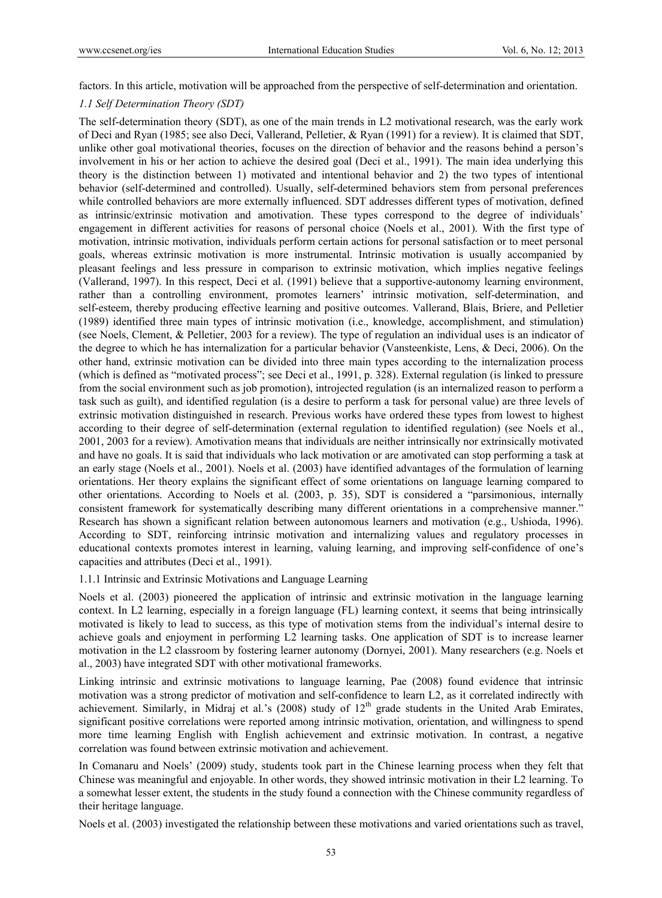factors. In this article, motivation will be approached from the perspective of self-determination and orientation.

### *1.1 Self Determination Theory (SDT)*

The self-determination theory (SDT), as one of the main trends in L2 motivational research, was the early work of Deci and Ryan (1985; see also Deci, Vallerand, Pelletier, & Ryan (1991) for a review). It is claimed that SDT, unlike other goal motivational theories, focuses on the direction of behavior and the reasons behind a person's involvement in his or her action to achieve the desired goal (Deci et al., 1991). The main idea underlying this theory is the distinction between 1) motivated and intentional behavior and 2) the two types of intentional behavior (self-determined and controlled). Usually, self-determined behaviors stem from personal preferences while controlled behaviors are more externally influenced. SDT addresses different types of motivation, defined as intrinsic/extrinsic motivation and amotivation. These types correspond to the degree of individuals' engagement in different activities for reasons of personal choice (Noels et al., 2001). With the first type of motivation, intrinsic motivation, individuals perform certain actions for personal satisfaction or to meet personal goals, whereas extrinsic motivation is more instrumental. Intrinsic motivation is usually accompanied by pleasant feelings and less pressure in comparison to extrinsic motivation, which implies negative feelings (Vallerand, 1997). In this respect, Deci et al. (1991) believe that a supportive-autonomy learning environment, rather than a controlling environment, promotes learners' intrinsic motivation, self-determination, and self-esteem, thereby producing effective learning and positive outcomes. Vallerand, Blais, Briere, and Pelletier (1989) identified three main types of intrinsic motivation (i.e., knowledge, accomplishment, and stimulation) (see Noels, Clement, & Pelletier, 2003 for a review). The type of regulation an individual uses is an indicator of the degree to which he has internalization for a particular behavior (Vansteenkiste, Lens, & Deci, 2006). On the other hand, extrinsic motivation can be divided into three main types according to the internalization process (which is defined as "motivated process"; see Deci et al., 1991, p. 328). External regulation (is linked to pressure from the social environment such as job promotion), introjected regulation (is an internalized reason to perform a task such as guilt), and identified regulation (is a desire to perform a task for personal value) are three levels of extrinsic motivation distinguished in research. Previous works have ordered these types from lowest to highest according to their degree of self-determination (external regulation to identified regulation) (see Noels et al., 2001, 2003 for a review). Amotivation means that individuals are neither intrinsically nor extrinsically motivated and have no goals. It is said that individuals who lack motivation or are amotivated can stop performing a task at an early stage (Noels et al., 2001). Noels et al. (2003) have identified advantages of the formulation of learning orientations. Her theory explains the significant effect of some orientations on language learning compared to other orientations. According to Noels et al. (2003, p. 35), SDT is considered a "parsimonious, internally consistent framework for systematically describing many different orientations in a comprehensive manner." Research has shown a significant relation between autonomous learners and motivation (e.g., Ushioda, 1996). According to SDT, reinforcing intrinsic motivation and internalizing values and regulatory processes in educational contexts promotes interest in learning, valuing learning, and improving self-confidence of one's capacities and attributes (Deci et al., 1991).

#### 1.1.1 Intrinsic and Extrinsic Motivations and Language Learning

Noels et al. (2003) pioneered the application of intrinsic and extrinsic motivation in the language learning context. In L2 learning, especially in a foreign language (FL) learning context, it seems that being intrinsically motivated is likely to lead to success, as this type of motivation stems from the individual's internal desire to achieve goals and enjoyment in performing L2 learning tasks. One application of SDT is to increase learner motivation in the L2 classroom by fostering learner autonomy (Dornyei, 2001). Many researchers (e.g. Noels et al., 2003) have integrated SDT with other motivational frameworks.

Linking intrinsic and extrinsic motivations to language learning, Pae (2008) found evidence that intrinsic motivation was a strong predictor of motivation and self-confidence to learn L2, as it correlated indirectly with achievement. Similarly, in Midraj et al.'s (2008) study of 12th grade students in the United Arab Emirates, significant positive correlations were reported among intrinsic motivation, orientation, and willingness to spend more time learning English with English achievement and extrinsic motivation. In contrast, a negative correlation was found between extrinsic motivation and achievement.

In Comanaru and Noels' (2009) study, students took part in the Chinese learning process when they felt that Chinese was meaningful and enjoyable. In other words, they showed intrinsic motivation in their L2 learning. To a somewhat lesser extent, the students in the study found a connection with the Chinese community regardless of their heritage language.

Noels et al. (2003) investigated the relationship between these motivations and varied orientations such as travel,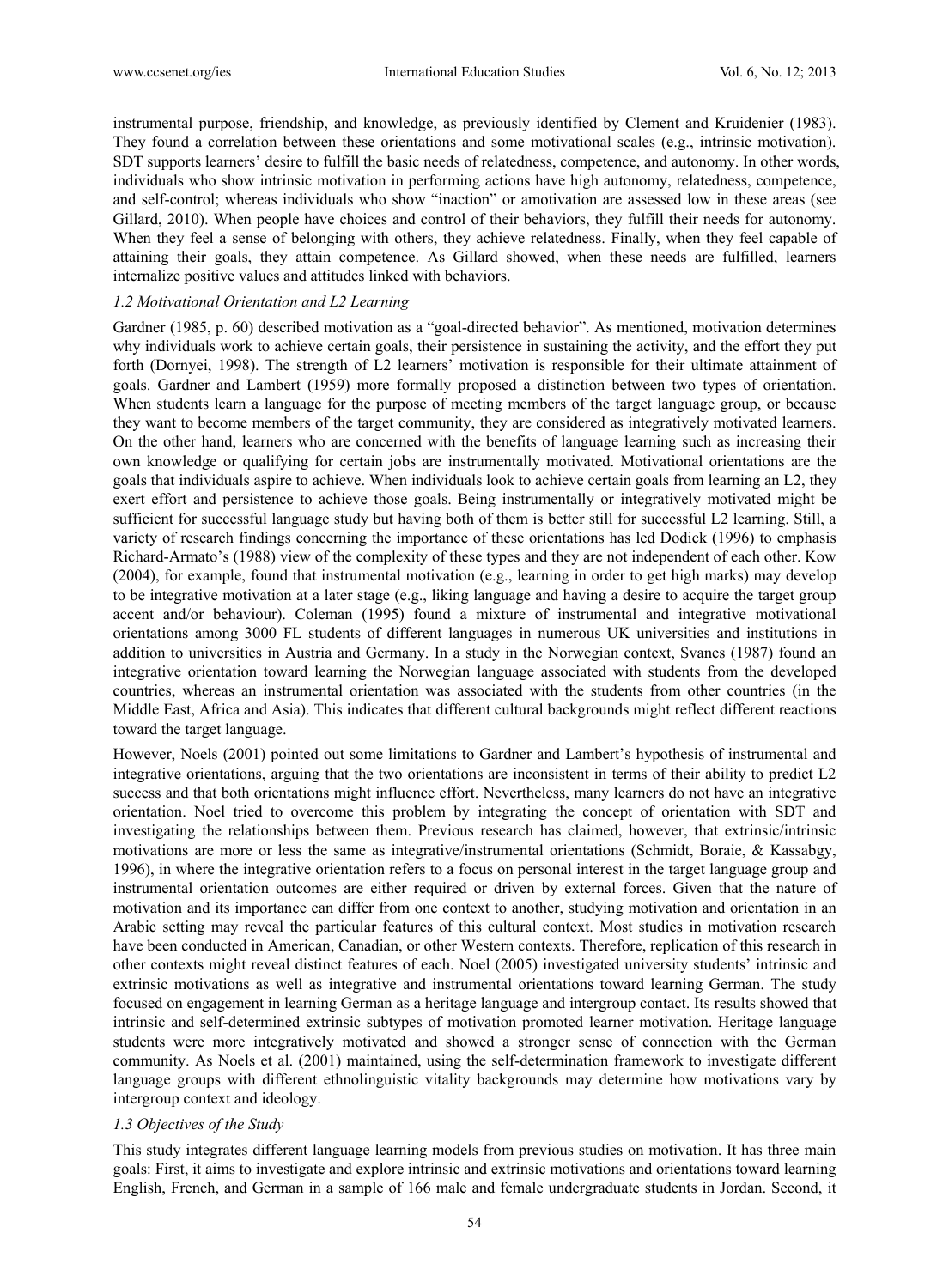instrumental purpose, friendship, and knowledge, as previously identified by Clement and Kruidenier (1983). They found a correlation between these orientations and some motivational scales (e.g., intrinsic motivation). SDT supports learners' desire to fulfill the basic needs of relatedness, competence, and autonomy. In other words, individuals who show intrinsic motivation in performing actions have high autonomy, relatedness, competence, and self-control; whereas individuals who show "inaction" or amotivation are assessed low in these areas (see Gillard, 2010). When people have choices and control of their behaviors, they fulfill their needs for autonomy. When they feel a sense of belonging with others, they achieve relatedness. Finally, when they feel capable of attaining their goals, they attain competence. As Gillard showed, when these needs are fulfilled, learners internalize positive values and attitudes linked with behaviors.

### *1.2 Motivational Orientation and L2 Learning*

Gardner (1985, p. 60) described motivation as a "goal-directed behavior". As mentioned, motivation determines why individuals work to achieve certain goals, their persistence in sustaining the activity, and the effort they put forth (Dornyei, 1998). The strength of L2 learners' motivation is responsible for their ultimate attainment of goals. Gardner and Lambert (1959) more formally proposed a distinction between two types of orientation. When students learn a language for the purpose of meeting members of the target language group, or because they want to become members of the target community, they are considered as integratively motivated learners. On the other hand, learners who are concerned with the benefits of language learning such as increasing their own knowledge or qualifying for certain jobs are instrumentally motivated. Motivational orientations are the goals that individuals aspire to achieve. When individuals look to achieve certain goals from learning an L2, they exert effort and persistence to achieve those goals. Being instrumentally or integratively motivated might be sufficient for successful language study but having both of them is better still for successful L2 learning. Still, a variety of research findings concerning the importance of these orientations has led Dodick (1996) to emphasis Richard-Armato's (1988) view of the complexity of these types and they are not independent of each other. Kow (2004), for example, found that instrumental motivation (e.g., learning in order to get high marks) may develop to be integrative motivation at a later stage (e.g., liking language and having a desire to acquire the target group accent and/or behaviour). Coleman (1995) found a mixture of instrumental and integrative motivational orientations among 3000 FL students of different languages in numerous UK universities and institutions in addition to universities in Austria and Germany. In a study in the Norwegian context, Svanes (1987) found an integrative orientation toward learning the Norwegian language associated with students from the developed countries, whereas an instrumental orientation was associated with the students from other countries (in the Middle East, Africa and Asia). This indicates that different cultural backgrounds might reflect different reactions toward the target language.

However, Noels (2001) pointed out some limitations to Gardner and Lambert's hypothesis of instrumental and integrative orientations, arguing that the two orientations are inconsistent in terms of their ability to predict L2 success and that both orientations might influence effort. Nevertheless, many learners do not have an integrative orientation. Noel tried to overcome this problem by integrating the concept of orientation with SDT and investigating the relationships between them. Previous research has claimed, however, that extrinsic/intrinsic motivations are more or less the same as integrative/instrumental orientations (Schmidt, Boraie, & Kassabgy, 1996), in where the integrative orientation refers to a focus on personal interest in the target language group and instrumental orientation outcomes are either required or driven by external forces. Given that the nature of motivation and its importance can differ from one context to another, studying motivation and orientation in an Arabic setting may reveal the particular features of this cultural context. Most studies in motivation research have been conducted in American, Canadian, or other Western contexts. Therefore, replication of this research in other contexts might reveal distinct features of each. Noel (2005) investigated university students' intrinsic and extrinsic motivations as well as integrative and instrumental orientations toward learning German. The study focused on engagement in learning German as a heritage language and intergroup contact. Its results showed that intrinsic and self-determined extrinsic subtypes of motivation promoted learner motivation. Heritage language students were more integratively motivated and showed a stronger sense of connection with the German community. As Noels et al. (2001) maintained, using the self-determination framework to investigate different language groups with different ethnolinguistic vitality backgrounds may determine how motivations vary by intergroup context and ideology.

### *1.3 Objectives of the Study*

This study integrates different language learning models from previous studies on motivation. It has three main goals: First, it aims to investigate and explore intrinsic and extrinsic motivations and orientations toward learning English, French, and German in a sample of 166 male and female undergraduate students in Jordan. Second, it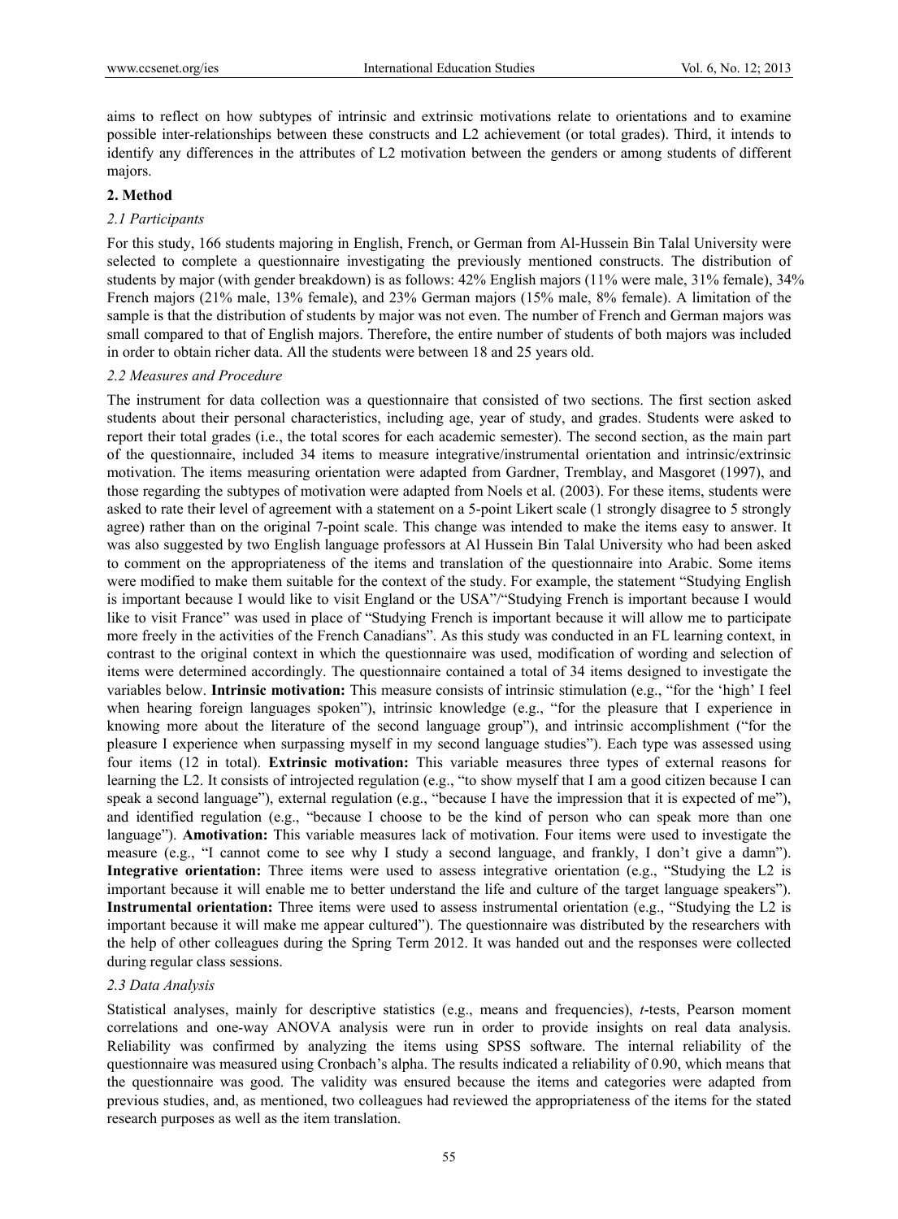aims to reflect on how subtypes of intrinsic and extrinsic motivations relate to orientations and to examine possible inter-relationships between these constructs and L2 achievement (or total grades). Third, it intends to identify any differences in the attributes of L2 motivation between the genders or among students of different majors.

## 2. Method

### *2.1 Participants*

For this study, 166 students majoring in English, French, or German from Al-Hussein Bin Talal University were selected to complete a questionnaire investigating the previously mentioned constructs. The distribution of students by major (with gender breakdown) is as follows: 42% English majors (11% were male, 31% female), 34% French majors (21% male, 13% female), and 23% German majors (15% male, 8% female). A limitation of the sample is that the distribution of students by major was not even. The number of French and German majors was small compared to that of English majors. Therefore, the entire number of students of both majors was included in order to obtain richer data. All the students were between 18 and 25 years old.

### *2.2 Measures and Procedure*

The instrument for data collection was a questionnaire that consisted of two sections. The first section asked students about their personal characteristics, including age, year of study, and grades. Students were asked to report their total grades (i.e., the total scores for each academic semester). The second section, as the main part of the questionnaire, included 34 items to measure integrative/instrumental orientation and intrinsic/extrinsic motivation. The items measuring orientation were adapted from Gardner, Tremblay, and Masgoret (1997), and those regarding the subtypes of motivation were adapted from Noels et al. (2003). For these items, students were asked to rate their level of agreement with a statement on a 5-point Likert scale (1 strongly disagree to 5 strongly agree) rather than on the original 7-point scale. This change was intended to make the items easy to answer. It was also suggested by two English language professors at Al Hussein Bin Talal University who had been asked to comment on the appropriateness of the items and translation of the questionnaire into Arabic. Some items were modified to make them suitable for the context of the study. For example, the statement "Studying English is important because I would like to visit England or the USA"/"Studying French is important because I would like to visit France" was used in place of "Studying French is important because it will allow me to participate more freely in the activities of the French Canadians". As this study was conducted in an FL learning context, in contrast to the original context in which the questionnaire was used, modification of wording and selection of items were determined accordingly. The questionnaire contained a total of 34 items designed to investigate the variables below. **Intrinsic motivation:** This measure consists of intrinsic stimulation (e.g., "for the 'high' I feel when hearing foreign languages spoken"), intrinsic knowledge (e.g., "for the pleasure that I experience in knowing more about the literature of the second language group"), and intrinsic accomplishment ("for the pleasure I experience when surpassing myself in my second language studies"). Each type was assessed using four items (12 in total). **Extrinsic motivation:** This variable measures three types of external reasons for learning the L2. It consists of introjected regulation (e.g., "to show myself that I am a good citizen because I can speak a second language"), external regulation (e.g., "because I have the impression that it is expected of me"), and identified regulation (e.g., "because I choose to be the kind of person who can speak more than one language"). **Amotivation:** This variable measures lack of motivation. Four items were used to investigate the measure (e.g., "I cannot come to see why I study a second language, and frankly, I don't give a damn"). **Integrative orientation:** Three items were used to assess integrative orientation (e.g., "Studying the L2 is important because it will enable me to better understand the life and culture of the target language speakers"). **Instrumental orientation:** Three items were used to assess instrumental orientation (e.g., "Studying the L2 is important because it will make me appear cultured"). The questionnaire was distributed by the researchers with the help of other colleagues during the Spring Term 2012. It was handed out and the responses were collected during regular class sessions.

### *2.3 Data Analysis*

Statistical analyses, mainly for descriptive statistics (e.g., means and frequencies), *t*-tests, Pearson moment correlations and one-way ANOVA analysis were run in order to provide insights on real data analysis. Reliability was confirmed by analyzing the items using SPSS software. The internal reliability of the questionnaire was measured using Cronbach's alpha. The results indicated a reliability of 0.90, which means that the questionnaire was good. The validity was ensured because the items and categories were adapted from previous studies, and, as mentioned, two colleagues had reviewed the appropriateness of the items for the stated research purposes as well as the item translation.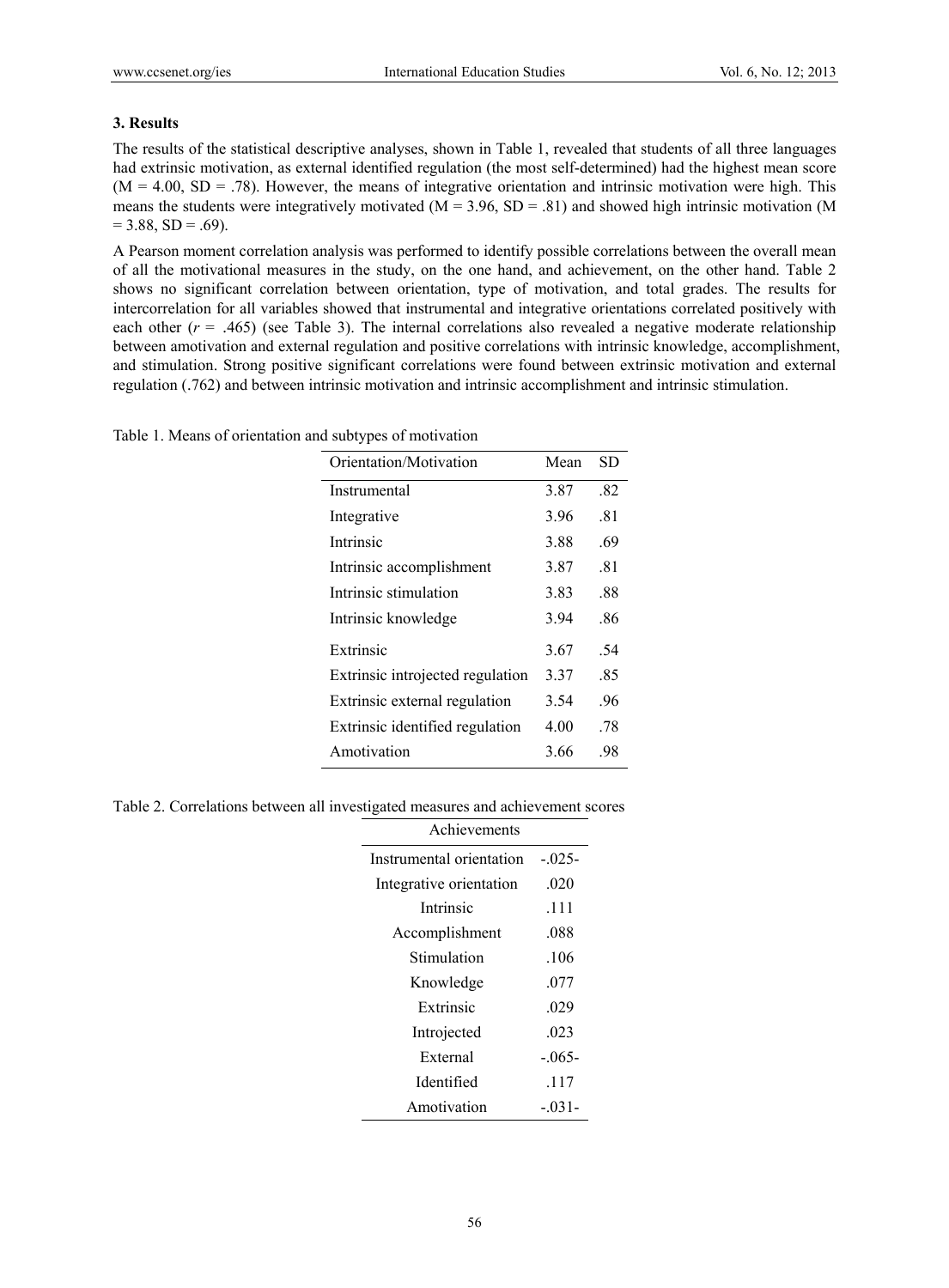### 3. Results

The results of the statistical descriptive analyses, shown in Table 1, revealed that students of all three languages had extrinsic motivation, as external identified regulation (the most self-determined) had the highest mean score (M = 4.00, SD = .78). However, the means of integrative orientation and intrinsic motivation were high. This means the students were integratively motivated (M = 3.96, SD = .81) and showed high intrinsic motivation (M = 3.88, SD = .69).

A Pearson moment correlation analysis was performed to identify possible correlations between the overall mean of all the motivational measures in the study, on the one hand, and achievement, on the other hand. Table 2 shows no significant correlation between orientation, type of motivation, and total grades. The results for intercorrelation for all variables showed that instrumental and integrative orientations correlated positively with each other (*r* = .465) (see Table 3). The internal correlations also revealed a negative moderate relationship between amotivation and external regulation and positive correlations with intrinsic knowledge, accomplishment, and stimulation. Strong positive significant correlations were found between extrinsic motivation and external regulation (.762) and between intrinsic motivation and intrinsic accomplishment and intrinsic stimulation.

Table 1. Means of orientation and subtypes of motivation

| Orientation/Motivation | Mean | SD |
|---|---|---|
| Instrumental | 3.87 | .82 |
| Integrative | 3.96 | .81 |
| Intrinsic | 3.88 | .69 |
| Intrinsic accomplishment | 3.87 | .81 |
| Intrinsic stimulation | 3.83 | .88 |
| Intrinsic knowledge | 3.94 | .86 |
| Extrinsic | 3.67 | .54 |
| Extrinsic introjected regulation | 3.37 | .85 |
| Extrinsic external regulation | 3.54 | .96 |
| Extrinsic identified regulation | 4.00 | .78 |
| Amotivation | 3.66 | .98 |

Table 2. Correlations between all investigated measures and achievement scores

| | Achievements |
|---|---|
| Instrumental orientation | -.025- |
| Integrative orientation | .020 |
| Intrinsic | .111 |
| Accomplishment | .088 |
| Stimulation | .106 |
| Knowledge | .077 |
| Extrinsic | .029 |
| Introjected | .023 |
| External | -.065- |
| Identified | .117 |
| Amotivation | -.031- |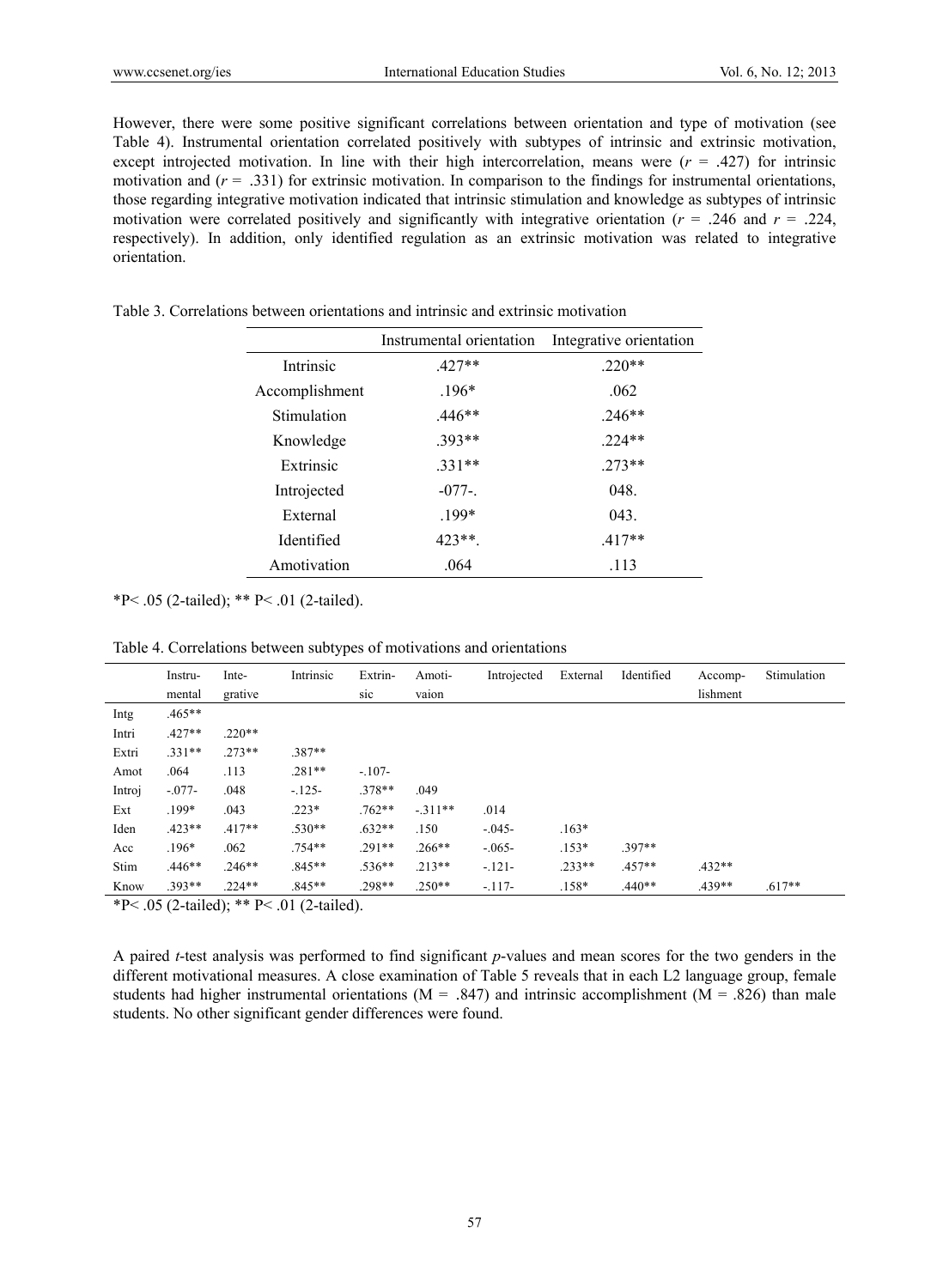However, there were some positive significant correlations between orientation and type of motivation (see Table 4). Instrumental orientation correlated positively with subtypes of intrinsic and extrinsic motivation, except introjected motivation. In line with their high intercorrelation, means were ($r$ = .427) for intrinsic motivation and ($r$ = .331) for extrinsic motivation. In comparison to the findings for instrumental orientations, those regarding integrative motivation indicated that intrinsic stimulation and knowledge as subtypes of intrinsic motivation were correlated positively and significantly with integrative orientation ($r$ = .246 and $r$ = .224, respectively). In addition, only identified regulation as an extrinsic motivation was related to integrative orientation.

Table 3. Correlations between orientations and intrinsic and extrinsic motivation

| | Instrumental orientation | Integrative orientation |
|---|---|---|
| Intrinsic | .427** | .220** |
| Accomplishment | .196* | .062 |
| Stimulation | .446** | .246** |
| Knowledge | .393** | .224** |
| Extrinsic | .331** | .273** |
| Introjected | -077-. | 048. |
| External | .199* | 043. |
| Identified | 423**. | .417** |
| Amotivation | .064 | .113 |

*P< .05 (2-tailed); ** P< .01 (2-tailed).

Table 4. Correlations between subtypes of motivations and orientations

| | Instru-mental | Inte-grative | Intrinsic | Extrin-sic | Amoti-vaion | Introjected | External | Identified | Accomp-lishment | Stimulation |
|---|---|---|---|---|---|---|---|---|---|---|
| Intg | .465** | | | | | | | | | |
| Intri | .427** | .220** | | | | | | | | |
| Extri | .331** | .273** | .387** | | | | | | | |
| Amot | .064 | .113 | .281** | -.107- | | | | | | |
| Introj | -.077- | .048 | -.125- | .378** | .049 | | | | | |
| Ext | .199* | .043 | .223* | .762** | -.311** | .014 | | | | |
| Iden | .423** | .417** | .530** | .632** | .150 | -.045- | .163* | | | |
| Acc | .196* | .062 | .754** | .291** | .266** | -.065- | .153* | .397** | | |
| Stim | .446** | .246** | .845** | .536** | .213** | -.121- | .233** | .457** | .432** | |
| Know | .393** | .224** | .845** | .298** | .250** | -.117- | .158* | .440** | .439** | .617** |

*P< .05 (2-tailed); ** P< .01 (2-tailed).

A paired $t$-test analysis was performed to find significant $p$-values and mean scores for the two genders in the different motivational measures. A close examination of Table 5 reveals that in each L2 language group, female students had higher instrumental orientations (M = .847) and intrinsic accomplishment (M = .826) than male students. No other significant gender differences were found.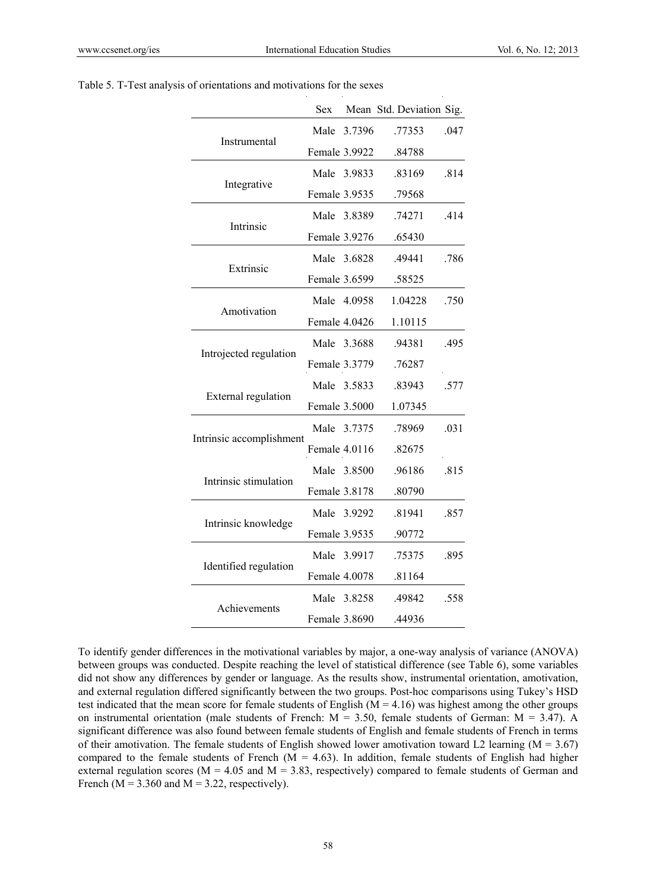Table 5. T-Test analysis of orientations and motivations for the sexes

| | Sex | Mean | Std. Deviation | Sig. |
|---|---|---|---|---|
| Instrumental | Male | 3.7396 | .77353 | .047 |
| | Female | 3.9922 | .84788 | |
| Integrative | Male | 3.9833 | .83169 | .814 |
| | Female | 3.9535 | .79568 | |
| Intrinsic | Male | 3.8389 | .74271 | .414 |
| | Female | 3.9276 | .65430 | |
| Extrinsic | Male | 3.6828 | .49441 | .786 |
| | Female | 3.6599 | .58525 | |
| Amotivation | Male | 4.0958 | 1.04228 | .750 |
| | Female | 4.0426 | 1.10115 | |
| Introjected regulation | Male | 3.3688 | .94381 | .495 |
| | Female | 3.3779 | .76287 | |
| External regulation | Male | 3.5833 | .83943 | .577 |
| | Female | 3.5000 | 1.07345 | |
| Intrinsic accomplishment | Male | 3.7375 | .78969 | .031 |
| | Female | 4.0116 | .82675 | |
| Intrinsic stimulation | Male | 3.8500 | .96186 | .815 |
| | Female | 3.8178 | .80790 | |
| Intrinsic knowledge | Male | 3.9292 | .81941 | .857 |
| | Female | 3.9535 | .90772 | |
| Identified regulation | Male | 3.9917 | .75375 | .895 |
| | Female | 4.0078 | .81164 | |
| Achievements | Male | 3.8258 | .49842 | .558 |
| | Female | 3.8690 | .44936 | |

To identify gender differences in the motivational variables by major, a one-way analysis of variance (ANOVA) between groups was conducted. Despite reaching the level of statistical difference (see Table 6), some variables did not show any differences by gender or language. As the results show, instrumental orientation, amotivation, and external regulation differed significantly between the two groups. Post-hoc comparisons using Tukey's HSD test indicated that the mean score for female students of English ($M = 4.16$) was highest among the other groups on instrumental orientation (male students of French: $M = 3.50$, female students of German: $M = 3.47$). A significant difference was also found between female students of English and female students of French in terms of their amotivation. The female students of English showed lower amotivation toward L2 learning ($M = 3.67$) compared to the female students of French ($M = 4.63$). In addition, female students of English had higher external regulation scores ($M = 4.05$ and $M = 3.83$, respectively) compared to female students of German and French ($M = 3.360$ and $M = 3.22$, respectively).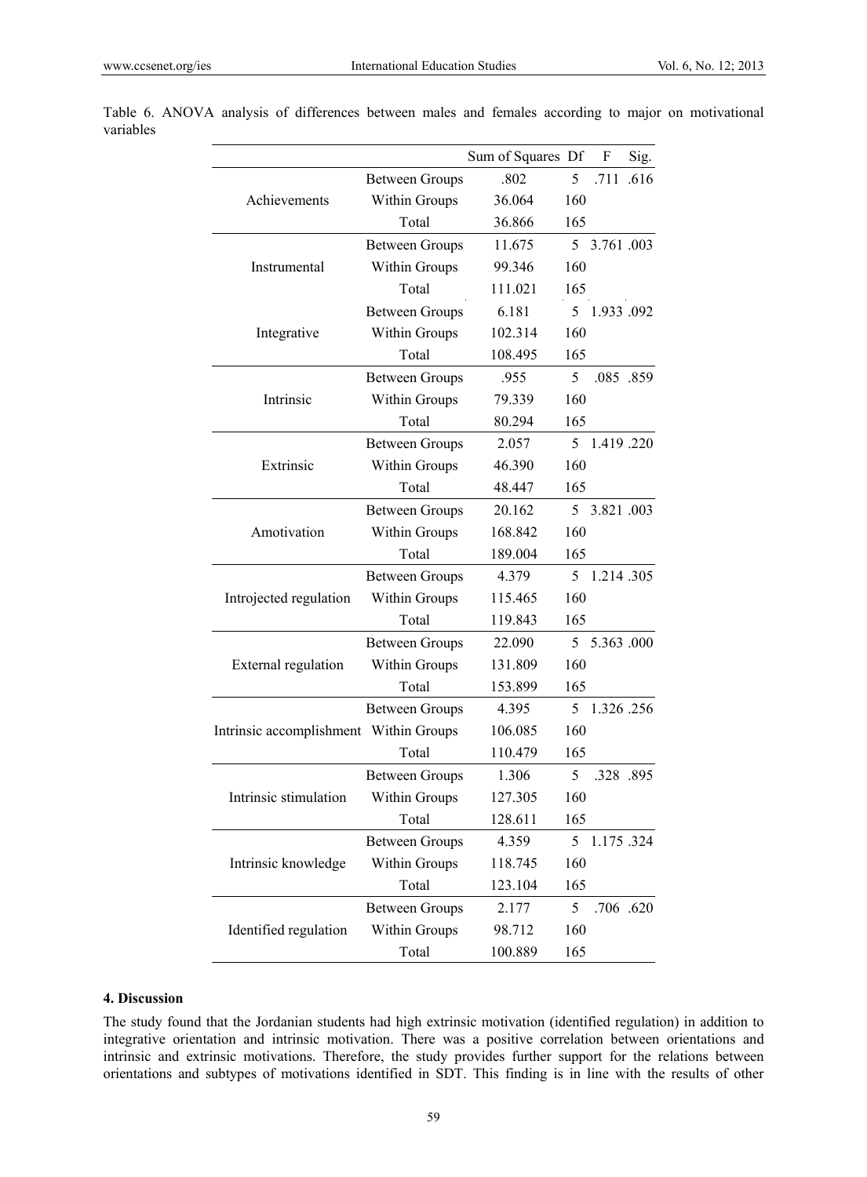Table 6. ANOVA analysis of differences between males and females according to major on motivational variables

| | | Sum of Squares | Df | F | Sig. |
|---|---|---|---|---|---|
| Achievements | Between Groups | .802 | 5 | .711 | .616 |
| | Within Groups | 36.064 | 160 | | |
| | Total | 36.866 | 165 | | |
| Instrumental | Between Groups | 11.675 | 5 | 3.761 | .003 |
| | Within Groups | 99.346 | 160 | | |
| | Total | 111.021 | 165 | | |
| Integrative | Between Groups | 6.181 | 5 | 1.933 | .092 |
| | Within Groups | 102.314 | 160 | | |
| | Total | 108.495 | 165 | | |
| Intrinsic | Between Groups | .955 | 5 | .085 | .859 |
| | Within Groups | 79.339 | 160 | | |
| | Total | 80.294 | 165 | | |
| Extrinsic | Between Groups | 2.057 | 5 | 1.419 | .220 |
| | Within Groups | 46.390 | 160 | | |
| | Total | 48.447 | 165 | | |
| Amotivation | Between Groups | 20.162 | 5 | 3.821 | .003 |
| | Within Groups | 168.842 | 160 | | |
| | Total | 189.004 | 165 | | |
| Introjected regulation | Between Groups | 4.379 | 5 | 1.214 | .305 |
| | Within Groups | 115.465 | 160 | | |
| | Total | 119.843 | 165 | | |
| External regulation | Between Groups | 22.090 | 5 | 5.363 | .000 |
| | Within Groups | 131.809 | 160 | | |
| | Total | 153.899 | 165 | | |
| Intrinsic accomplishment | Between Groups | 4.395 | 5 | 1.326 | .256 |
| | Within Groups | 106.085 | 160 | | |
| | Total | 110.479 | 165 | | |
| Intrinsic stimulation | Between Groups | 1.306 | 5 | .328 | .895 |
| | Within Groups | 127.305 | 160 | | |
| | Total | 128.611 | 165 | | |
| Intrinsic knowledge | Between Groups | 4.359 | 5 | 1.175 | .324 |
| | Within Groups | 118.745 | 160 | | |
| | Total | 123.104 | 165 | | |
| Identified regulation | Between Groups | 2.177 | 5 | .706 | .620 |
| | Within Groups | 98.712 | 160 | | |
| | Total | 100.889 | 165 | | |

## 4. Discussion

The study found that the Jordanian students had high extrinsic motivation (identified regulation) in addition to integrative orientation and intrinsic motivation. There was a positive correlation between orientations and intrinsic and extrinsic motivations. Therefore, the study provides further support for the relations between orientations and subtypes of motivations identified in SDT. This finding is in line with the results of other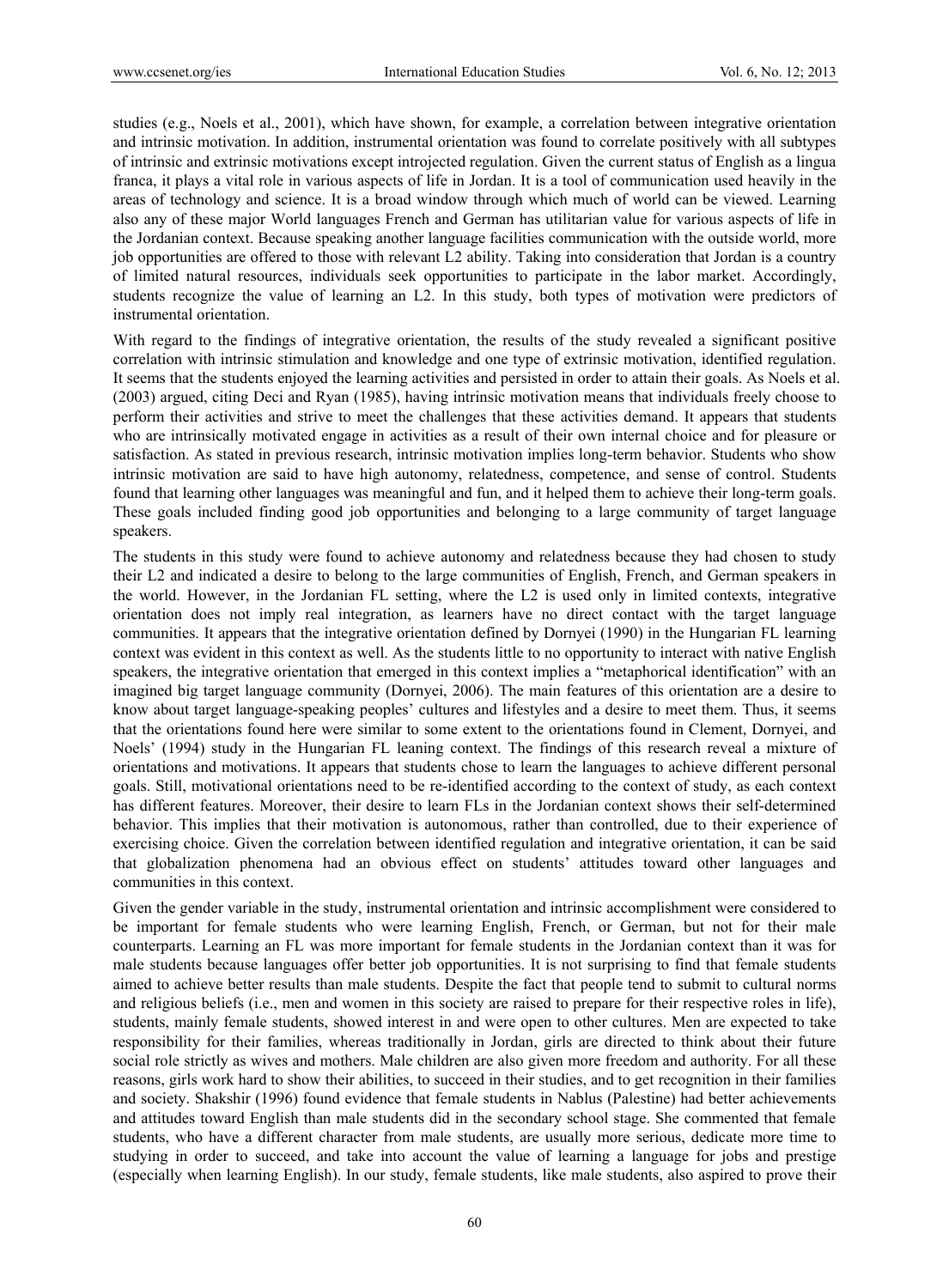studies (e.g., Noels et al., 2001), which have shown, for example, a correlation between integrative orientation and intrinsic motivation. In addition, instrumental orientation was found to correlate positively with all subtypes of intrinsic and extrinsic motivations except introjected regulation. Given the current status of English as a lingua franca, it plays a vital role in various aspects of life in Jordan. It is a tool of communication used heavily in the areas of technology and science. It is a broad window through which much of world can be viewed. Learning also any of these major World languages French and German has utilitarian value for various aspects of life in the Jordanian context. Because speaking another language facilities communication with the outside world, more job opportunities are offered to those with relevant L2 ability. Taking into consideration that Jordan is a country of limited natural resources, individuals seek opportunities to participate in the labor market. Accordingly, students recognize the value of learning an L2. In this study, both types of motivation were predictors of instrumental orientation.

With regard to the findings of integrative orientation, the results of the study revealed a significant positive correlation with intrinsic stimulation and knowledge and one type of extrinsic motivation, identified regulation. It seems that the students enjoyed the learning activities and persisted in order to attain their goals. As Noels et al. (2003) argued, citing Deci and Ryan (1985), having intrinsic motivation means that individuals freely choose to perform their activities and strive to meet the challenges that these activities demand. It appears that students who are intrinsically motivated engage in activities as a result of their own internal choice and for pleasure or satisfaction. As stated in previous research, intrinsic motivation implies long-term behavior. Students who show intrinsic motivation are said to have high autonomy, relatedness, competence, and sense of control. Students found that learning other languages was meaningful and fun, and it helped them to achieve their long-term goals. These goals included finding good job opportunities and belonging to a large community of target language speakers.

The students in this study were found to achieve autonomy and relatedness because they had chosen to study their L2 and indicated a desire to belong to the large communities of English, French, and German speakers in the world. However, in the Jordanian FL setting, where the L2 is used only in limited contexts, integrative orientation does not imply real integration, as learners have no direct contact with the target language communities. It appears that the integrative orientation defined by Dornyei (1990) in the Hungarian FL learning context was evident in this context as well. As the students little to no opportunity to interact with native English speakers, the integrative orientation that emerged in this context implies a "metaphorical identification" with an imagined big target language community (Dornyei, 2006). The main features of this orientation are a desire to know about target language-speaking peoples' cultures and lifestyles and a desire to meet them. Thus, it seems that the orientations found here were similar to some extent to the orientations found in Clement, Dornyei, and Noels' (1994) study in the Hungarian FL leaning context. The findings of this research reveal a mixture of orientations and motivations. It appears that students chose to learn the languages to achieve different personal goals. Still, motivational orientations need to be re-identified according to the context of study, as each context has different features. Moreover, their desire to learn FLs in the Jordanian context shows their self-determined behavior. This implies that their motivation is autonomous, rather than controlled, due to their experience of exercising choice. Given the correlation between identified regulation and integrative orientation, it can be said that globalization phenomena had an obvious effect on students' attitudes toward other languages and communities in this context.

Given the gender variable in the study, instrumental orientation and intrinsic accomplishment were considered to be important for female students who were learning English, French, or German, but not for their male counterparts. Learning an FL was more important for female students in the Jordanian context than it was for male students because languages offer better job opportunities. It is not surprising to find that female students aimed to achieve better results than male students. Despite the fact that people tend to submit to cultural norms and religious beliefs (i.e., men and women in this society are raised to prepare for their respective roles in life), students, mainly female students, showed interest in and were open to other cultures. Men are expected to take responsibility for their families, whereas traditionally in Jordan, girls are directed to think about their future social role strictly as wives and mothers. Male children are also given more freedom and authority. For all these reasons, girls work hard to show their abilities, to succeed in their studies, and to get recognition in their families and society. Shakshir (1996) found evidence that female students in Nablus (Palestine) had better achievements and attitudes toward English than male students did in the secondary school stage. She commented that female students, who have a different character from male students, are usually more serious, dedicate more time to studying in order to succeed, and take into account the value of learning a language for jobs and prestige (especially when learning English). In our study, female students, like male students, also aspired to prove their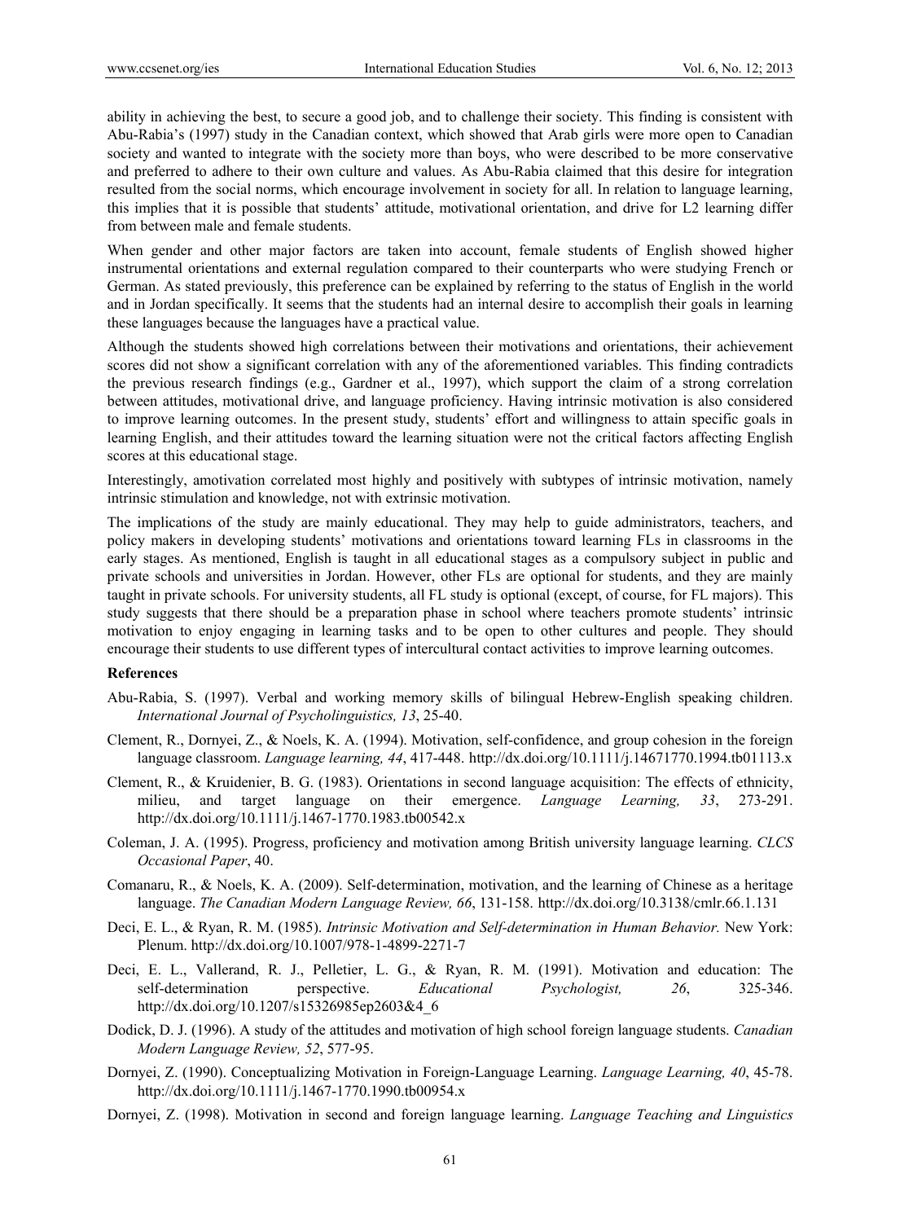ability in achieving the best, to secure a good job, and to challenge their society. This finding is consistent with Abu-Rabia's (1997) study in the Canadian context, which showed that Arab girls were more open to Canadian society and wanted to integrate with the society more than boys, who were described to be more conservative and preferred to adhere to their own culture and values. As Abu-Rabia claimed that this desire for integration resulted from the social norms, which encourage involvement in society for all. In relation to language learning, this implies that it is possible that students' attitude, motivational orientation, and drive for L2 learning differ from between male and female students.

When gender and other major factors are taken into account, female students of English showed higher instrumental orientations and external regulation compared to their counterparts who were studying French or German. As stated previously, this preference can be explained by referring to the status of English in the world and in Jordan specifically. It seems that the students had an internal desire to accomplish their goals in learning these languages because the languages have a practical value.

Although the students showed high correlations between their motivations and orientations, their achievement scores did not show a significant correlation with any of the aforementioned variables. This finding contradicts the previous research findings (e.g., Gardner et al., 1997), which support the claim of a strong correlation between attitudes, motivational drive, and language proficiency. Having intrinsic motivation is also considered to improve learning outcomes. In the present study, students' effort and willingness to attain specific goals in learning English, and their attitudes toward the learning situation were not the critical factors affecting English scores at this educational stage.

Interestingly, amotivation correlated most highly and positively with subtypes of intrinsic motivation, namely intrinsic stimulation and knowledge, not with extrinsic motivation.

The implications of the study are mainly educational. They may help to guide administrators, teachers, and policy makers in developing students' motivations and orientations toward learning FLs in classrooms in the early stages. As mentioned, English is taught in all educational stages as a compulsory subject in public and private schools and universities in Jordan. However, other FLs are optional for students, and they are mainly taught in private schools. For university students, all FL study is optional (except, of course, for FL majors). This study suggests that there should be a preparation phase in school where teachers promote students' intrinsic motivation to enjoy engaging in learning tasks and to be open to other cultures and people. They should encourage their students to use different types of intercultural contact activities to improve learning outcomes.

## References

Abu-Rabia, S. (1997). Verbal and working memory skills of bilingual Hebrew-English speaking children. *International Journal of Psycholinguistics, 13*, 25-40.

Clement, R., Dornyei, Z., & Noels, K. A. (1994). Motivation, self-confidence, and group cohesion in the foreign language classroom. *Language learning, 44*, 417-448. http://dx.doi.org/10.1111/j.14671770.1994.tb01113.x

Clement, R., & Kruidenier, B. G. (1983). Orientations in second language acquisition: The effects of ethnicity, milieu, and target language on their emergence. *Language Learning, 33*, 273-291. http://dx.doi.org/10.1111/j.1467-1770.1983.tb00542.x

Coleman, J. A. (1995). Progress, proficiency and motivation among British university language learning. *CLCS Occasional Paper*, 40.

Comanaru, R., & Noels, K. A. (2009). Self-determination, motivation, and the learning of Chinese as a heritage language. *The Canadian Modern Language Review, 66*, 131-158. http://dx.doi.org/10.3138/cmlr.66.1.131

Deci, E. L., & Ryan, R. M. (1985). *Intrinsic Motivation and Self-determination in Human Behavior.* New York: Plenum. http://dx.doi.org/10.1007/978-1-4899-2271-7

Deci, E. L., Vallerand, R. J., Pelletier, L. G., & Ryan, R. M. (1991). Motivation and education: The self-determination perspective. *Educational Psychologist, 26*, 325-346. http://dx.doi.org/10.1207/s15326985ep2603&4_6

Dodick, D. J. (1996). A study of the attitudes and motivation of high school foreign language students. *Canadian Modern Language Review, 52*, 577-95.

Dornyei, Z. (1990). Conceptualizing Motivation in Foreign-Language Learning. *Language Learning, 40*, 45-78. http://dx.doi.org/10.1111/j.1467-1770.1990.tb00954.x

Dornyei, Z. (1998). Motivation in second and foreign language learning. *Language Teaching and Linguistics*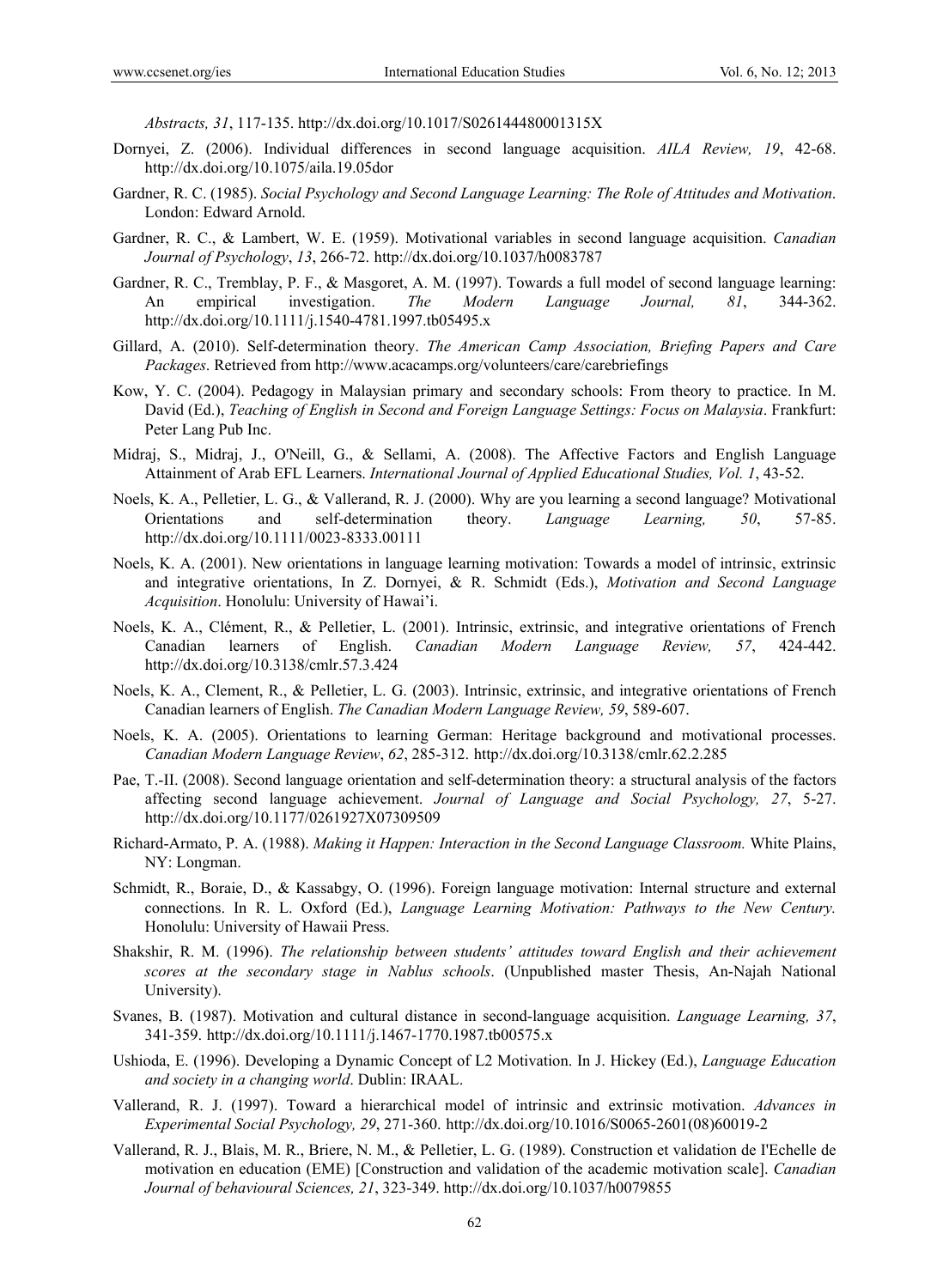*Abstracts, 31*, 117-135. http://dx.doi.org/10.1017/S026144480001315X

Dornyei, Z. (2006). Individual differences in second language acquisition. *AILA Review, 19*, 42-68. http://dx.doi.org/10.1075/aila.19.05dor

Gardner, R. C. (1985). *Social Psychology and Second Language Learning: The Role of Attitudes and Motivation*. London: Edward Arnold.

Gardner, R. C., & Lambert, W. E. (1959). Motivational variables in second language acquisition. *Canadian Journal of Psychology*, *13*, 266-72. http://dx.doi.org/10.1037/h0083787

Gardner, R. C., Tremblay, P. F., & Masgoret, A. M. (1997). Towards a full model of second language learning: An empirical investigation. *The Modern Language Journal, 81*, 344-362. http://dx.doi.org/10.1111/j.1540-4781.1997.tb05495.x

Gillard, A. (2010). Self-determination theory. *The American Camp Association, Briefing Papers and Care Packages*. Retrieved from http://www.acacamps.org/volunteers/care/carebriefings

Kow, Y. C. (2004). Pedagogy in Malaysian primary and secondary schools: From theory to practice. In M. David (Ed.), *Teaching of English in Second and Foreign Language Settings: Focus on Malaysia*. Frankfurt: Peter Lang Pub Inc.

Midraj, S., Midraj, J., O'Neill, G., & Sellami, A. (2008). The Affective Factors and English Language Attainment of Arab EFL Learners. *International Journal of Applied Educational Studies, Vol. 1*, 43-52.

Noels, K. A., Pelletier, L. G., & Vallerand, R. J. (2000). Why are you learning a second language? Motivational Orientations and self-determination theory. *Language Learning, 50*, 57-85. http://dx.doi.org/10.1111/0023-8333.00111

Noels, K. A. (2001). New orientations in language learning motivation: Towards a model of intrinsic, extrinsic and integrative orientations, In Z. Dornyei, & R. Schmidt (Eds.), *Motivation and Second Language Acquisition*. Honolulu: University of Hawai'i.

Noels, K. A., Clément, R., & Pelletier, L. (2001). Intrinsic, extrinsic, and integrative orientations of French Canadian learners of English. *Canadian Modern Language Review, 57*, 424-442. http://dx.doi.org/10.3138/cmlr.57.3.424

Noels, K. A., Clement, R., & Pelletier, L. G. (2003). Intrinsic, extrinsic, and integrative orientations of French Canadian learners of English. *The Canadian Modern Language Review, 59*, 589-607.

Noels, K. A. (2005). Orientations to learning German: Heritage background and motivational processes. *Canadian Modern Language Review*, *62*, 285-312. http://dx.doi.org/10.3138/cmlr.62.2.285

Pae, T.-II. (2008). Second language orientation and self-determination theory: a structural analysis of the factors affecting second language achievement. *Journal of Language and Social Psychology, 27*, 5-27. http://dx.doi.org/10.1177/0261927X07309509

Richard-Armato, P. A. (1988). *Making it Happen: Interaction in the Second Language Classroom.* White Plains, NY: Longman.

Schmidt, R., Boraie, D., & Kassabgy, O. (1996). Foreign language motivation: Internal structure and external connections. In R. L. Oxford (Ed.), *Language Learning Motivation: Pathways to the New Century.* Honolulu: University of Hawaii Press.

Shakshir, R. M. (1996). *The relationship between students' attitudes toward English and their achievement scores at the secondary stage in Nablus schools*. (Unpublished master Thesis, An-Najah National University).

Svanes, B. (1987). Motivation and cultural distance in second-language acquisition. *Language Learning, 37*, 341-359. http://dx.doi.org/10.1111/j.1467-1770.1987.tb00575.x

Ushioda, E. (1996). Developing a Dynamic Concept of L2 Motivation. In J. Hickey (Ed.), *Language Education and society in a changing world*. Dublin: IRAAL.

Vallerand, R. J. (1997). Toward a hierarchical model of intrinsic and extrinsic motivation. *Advances in Experimental Social Psychology, 29*, 271-360. http://dx.doi.org/10.1016/S0065-2601(08)60019-2

Vallerand, R. J., Blais, M. R., Briere, N. M., & Pelletier, L. G. (1989). Construction et validation de I'Echelle de motivation en education (EME) [Construction and validation of the academic motivation scale]. *Canadian Journal of behavioural Sciences, 21*, 323-349. http://dx.doi.org/10.1037/h0079855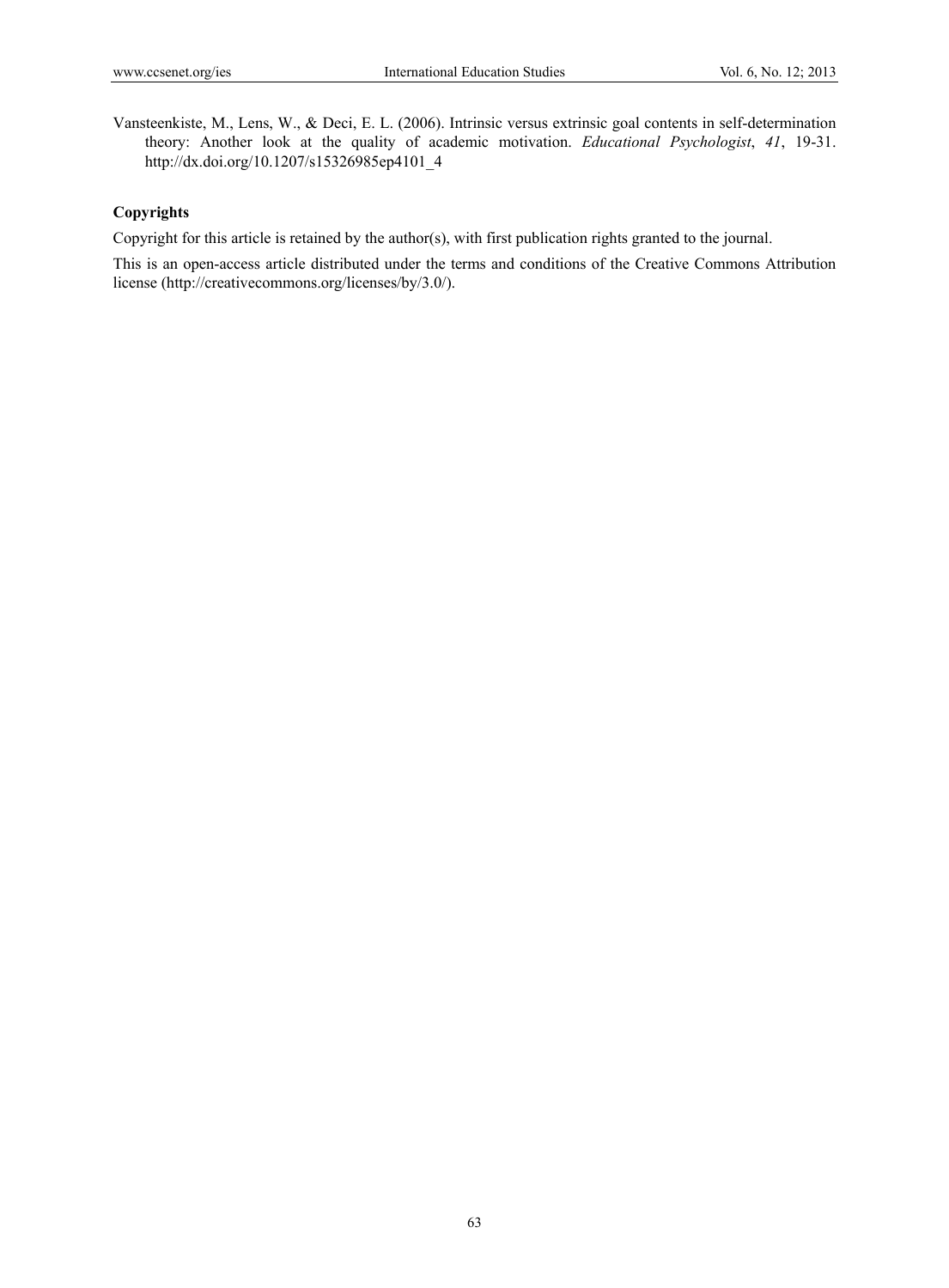Vansteenkiste, M., Lens, W., & Deci, E. L. (2006). Intrinsic versus extrinsic goal contents in self-determination theory: Another look at the quality of academic motivation. *Educational Psychologist*, *41*, 19-31. http://dx.doi.org/10.1207/s15326985ep4101_4

**Copyrights**

Copyright for this article is retained by the author(s), with first publication rights granted to the journal.

This is an open-access article distributed under the terms and conditions of the Creative Commons Attribution license (http://creativecommons.org/licenses/by/3.0/).